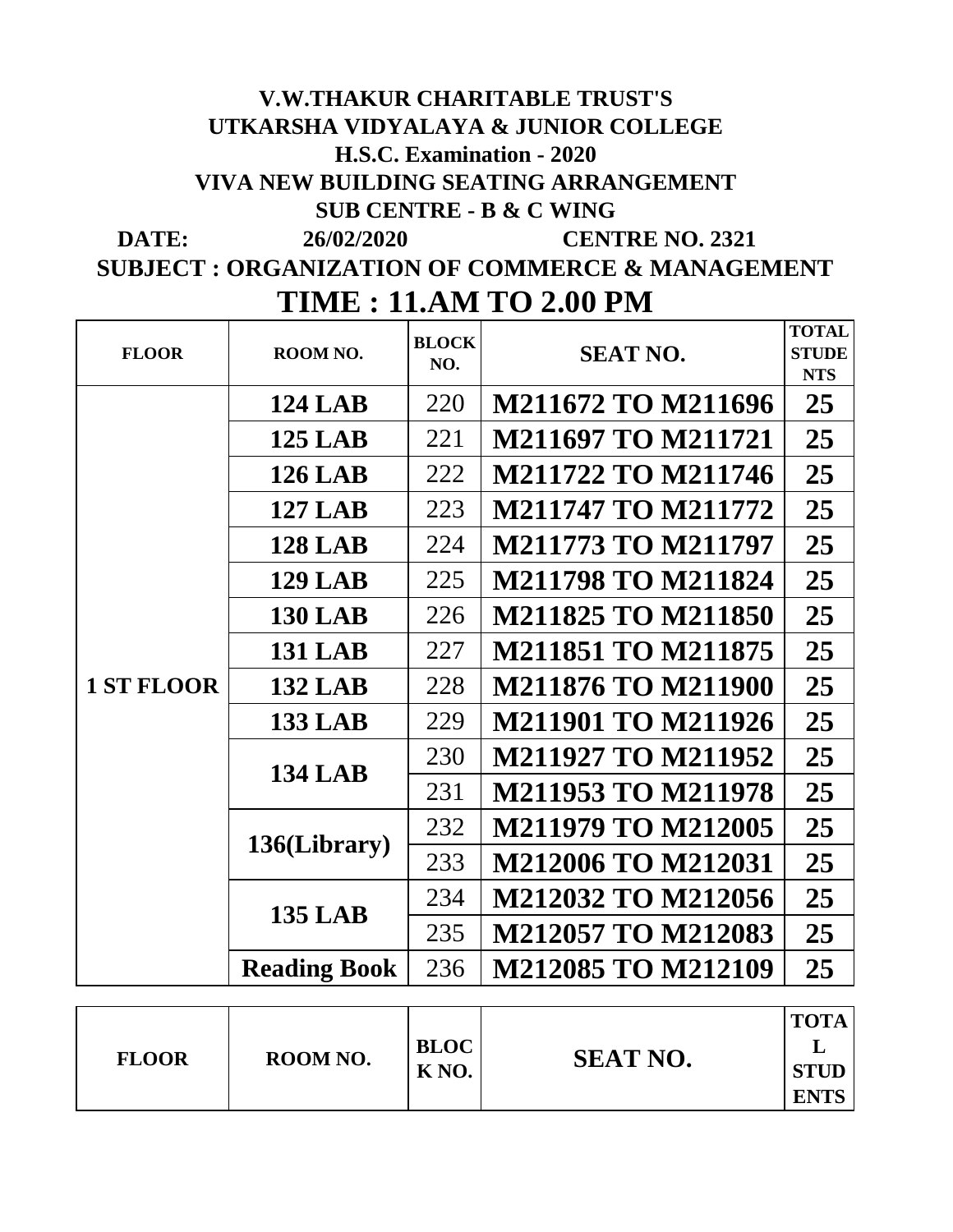# V.W.THAKUR CHARITABLE TRUST'S
# UTKARSHA VIDYALAYA & JUNIOR COLLEGE
## H.S.C. Examination - 2020
## VIVA NEW BUILDING SEATING ARRANGEMENT
## SUB CENTRE - B & C WING

**DATE:** 26/02/2020 **CENTRE NO. 2321**

**SUBJECT : ORGANIZATION OF COMMERCE & MANAGEMENT**

## TIME : 11.AM TO 2.00 PM

| FLOOR | ROOM NO. | BLOCK NO. | SEAT NO. | TOTAL STUDENTS |
|---|---|---|---|---|
| 1 ST FLOOR | 124 LAB | 220 | M211672 TO M211696 | 25 |
| | 125 LAB | 221 | M211697 TO M211721 | 25 |
| | 126 LAB | 222 | M211722 TO M211746 | 25 |
| | 127 LAB | 223 | M211747 TO M211772 | 25 |
| | 128 LAB | 224 | M211773 TO M211797 | 25 |
| | 129 LAB | 225 | M211798 TO M211824 | 25 |
| | 130 LAB | 226 | M211825 TO M211850 | 25 |
| | 131 LAB | 227 | M211851 TO M211875 | 25 |
| | 132 LAB | 228 | M211876 TO M211900 | 25 |
| | 133 LAB | 229 | M211901 TO M211926 | 25 |
| | 134 LAB | 230 | M211927 TO M211952 | 25 |
| | | 231 | M211953 TO M211978 | 25 |
| | 136(Library) | 232 | M211979 TO M212005 | 25 |
| | | 233 | M212006 TO M212031 | 25 |
| | 135 LAB | 234 | M212032 TO M212056 | 25 |
| | | 235 | M212057 TO M212083 | 25 |
| | Reading Book | 236 | M212085 TO M212109 | 25 |

| FLOOR | ROOM NO. | BLOCK NO. | SEAT NO. | TOTAL STUDENTS |
|---|---|---|---|---|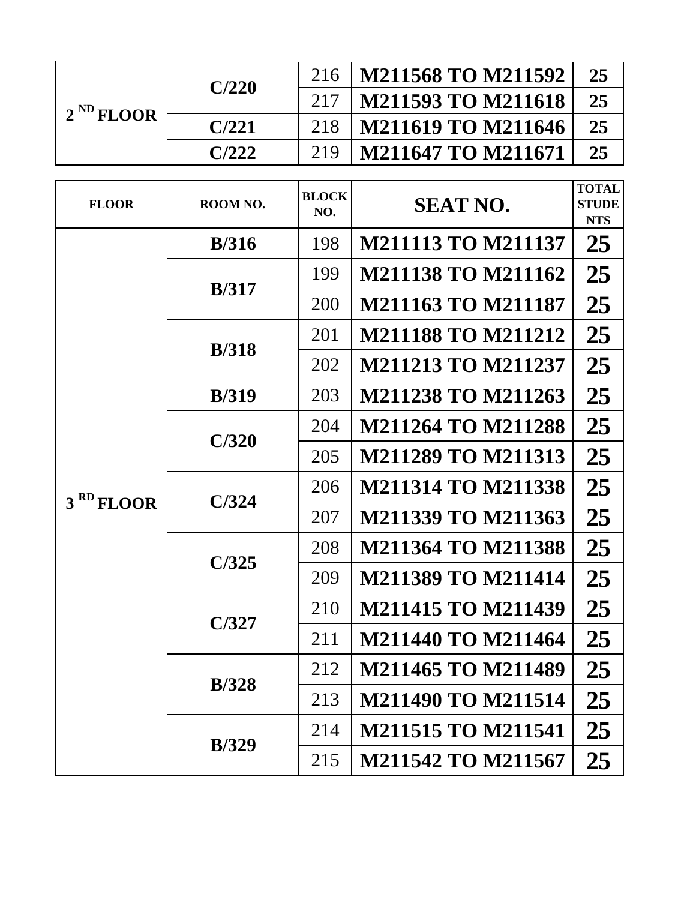| | | | | |
|---|---|---|---|---|
| 2 ND FLOOR | C/220 | 216 | M211568 TO M211592 | 25 |
| | | 217 | M211593 TO M211618 | 25 |
| | C/221 | 218 | M211619 TO M211646 | 25 |
| | C/222 | 219 | M211647 TO M211671 | 25 |

| FLOOR | ROOM NO. | BLOCK NO. | SEAT NO. | TOTAL STUDENTS |
|---|---|---|---|---|
| 3 RD FLOOR | B/316 | 198 | M211113 TO M211137 | 25 |
| | B/317 | 199 | M211138 TO M211162 | 25 |
| | | 200 | M211163 TO M211187 | 25 |
| | B/318 | 201 | M211188 TO M211212 | 25 |
| | | 202 | M211213 TO M211237 | 25 |
| | B/319 | 203 | M211238 TO M211263 | 25 |
| | C/320 | 204 | M211264 TO M211288 | 25 |
| | | 205 | M211289 TO M211313 | 25 |
| | C/324 | 206 | M211314 TO M211338 | 25 |
| | | 207 | M211339 TO M211363 | 25 |
| | C/325 | 208 | M211364 TO M211388 | 25 |
| | | 209 | M211389 TO M211414 | 25 |
| | C/327 | 210 | M211415 TO M211439 | 25 |
| | | 211 | M211440 TO M211464 | 25 |
| | B/328 | 212 | M211465 TO M211489 | 25 |
| | | 213 | M211490 TO M211514 | 25 |
| | B/329 | 214 | M211515 TO M211541 | 25 |
| | | 215 | M211542 TO M211567 | 25 |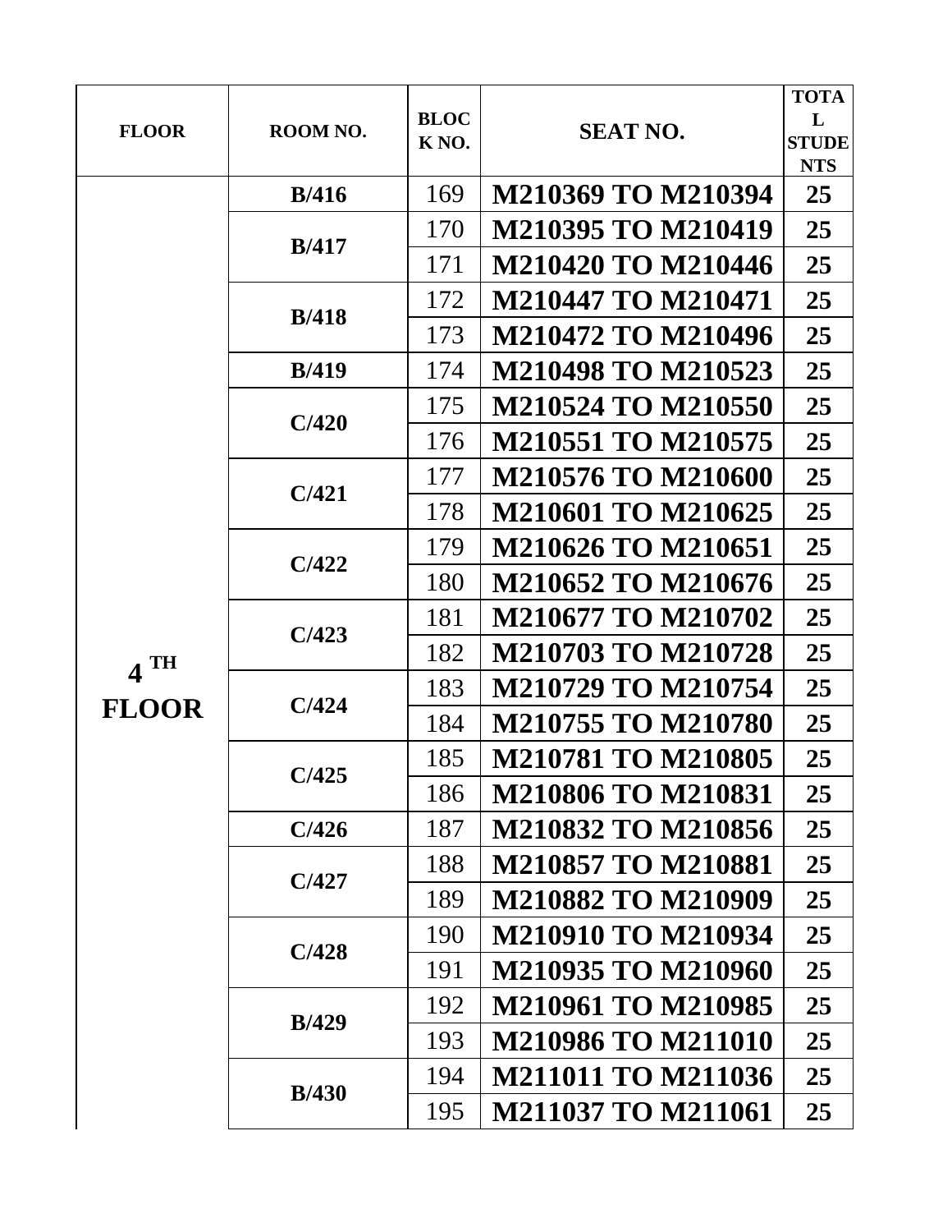| FLOOR | ROOM NO. | BLOCK NO. | SEAT NO. | TOTAL STUDENTS |
|---|---|---|---|---|
| 4 TH FLOOR | B/416 | 169 | M210369 TO M210394 | 25 |
| | B/417 | 170 | M210395 TO M210419 | 25 |
| | | 171 | M210420 TO M210446 | 25 |
| | B/418 | 172 | M210447 TO M210471 | 25 |
| | | 173 | M210472 TO M210496 | 25 |
| | B/419 | 174 | M210498 TO M210523 | 25 |
| | C/420 | 175 | M210524 TO M210550 | 25 |
| | | 176 | M210551 TO M210575 | 25 |
| | C/421 | 177 | M210576 TO M210600 | 25 |
| | | 178 | M210601 TO M210625 | 25 |
| | C/422 | 179 | M210626 TO M210651 | 25 |
| | | 180 | M210652 TO M210676 | 25 |
| | C/423 | 181 | M210677 TO M210702 | 25 |
| | | 182 | M210703 TO M210728 | 25 |
| | C/424 | 183 | M210729 TO M210754 | 25 |
| | | 184 | M210755 TO M210780 | 25 |
| | C/425 | 185 | M210781 TO M210805 | 25 |
| | | 186 | M210806 TO M210831 | 25 |
| | C/426 | 187 | M210832 TO M210856 | 25 |
| | C/427 | 188 | M210857 TO M210881 | 25 |
| | | 189 | M210882 TO M210909 | 25 |
| | C/428 | 190 | M210910 TO M210934 | 25 |
| | | 191 | M210935 TO M210960 | 25 |
| | B/429 | 192 | M210961 TO M210985 | 25 |
| | | 193 | M210986 TO M211010 | 25 |
| | B/430 | 194 | M211011 TO M211036 | 25 |
| | | 195 | M211037 TO M211061 | 25 |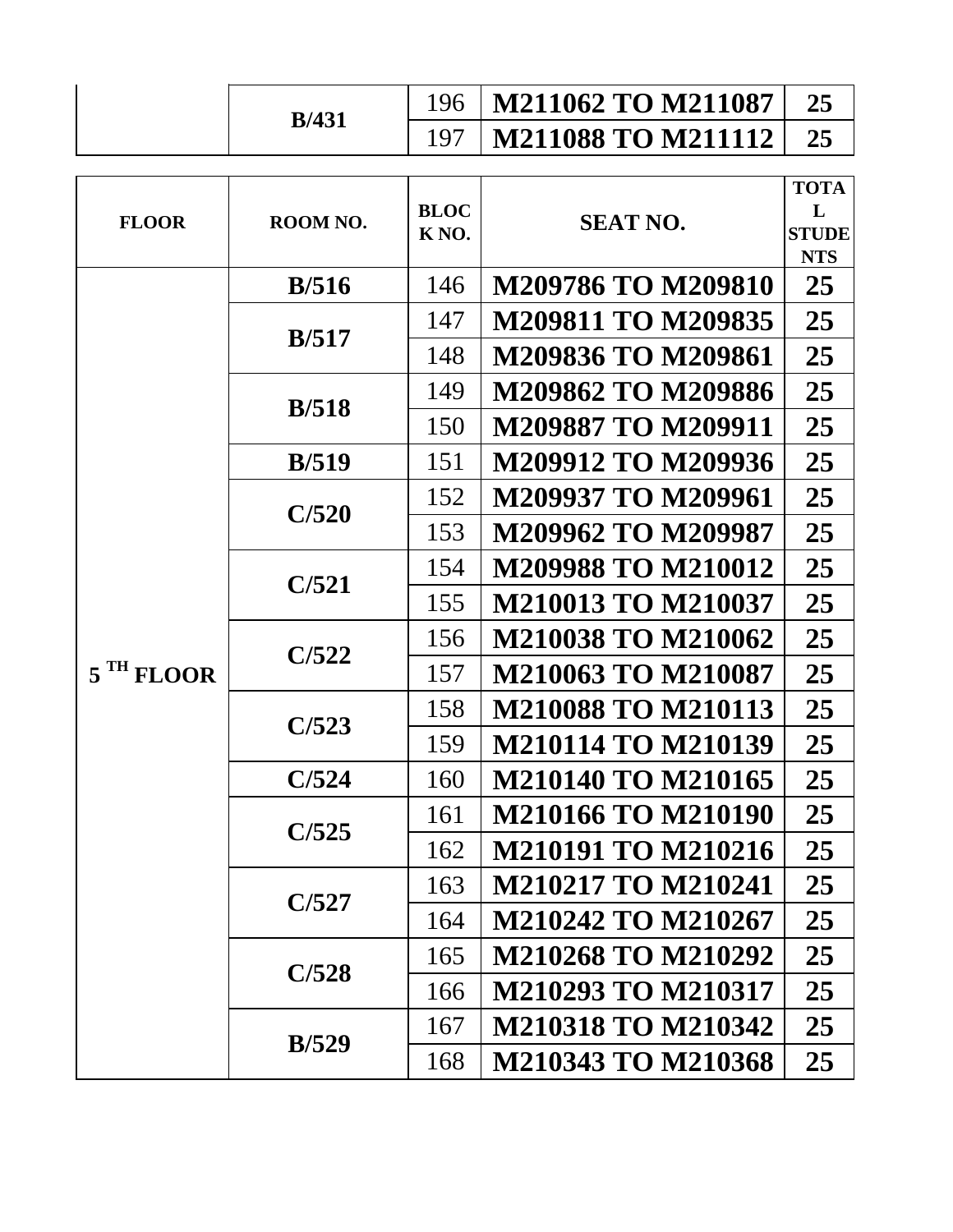| | B/431 | 196 | M211062 TO M211087 | 25 |
|---|---|---|---|---|
| | | 197 | M211088 TO M211112 | 25 |

| FLOOR | ROOM NO. | BLOCK NO. | SEAT NO. | TOTAL STUDENTS |
|---|---|---|---|---|
| 5 TH FLOOR | B/516 | 146 | M209786 TO M209810 | 25 |
| | B/517 | 147 | M209811 TO M209835 | 25 |
| | | 148 | M209836 TO M209861 | 25 |
| | B/518 | 149 | M209862 TO M209886 | 25 |
| | | 150 | M209887 TO M209911 | 25 |
| | B/519 | 151 | M209912 TO M209936 | 25 |
| | C/520 | 152 | M209937 TO M209961 | 25 |
| | | 153 | M209962 TO M209987 | 25 |
| | C/521 | 154 | M209988 TO M210012 | 25 |
| | | 155 | M210013 TO M210037 | 25 |
| | C/522 | 156 | M210038 TO M210062 | 25 |
| | | 157 | M210063 TO M210087 | 25 |
| | C/523 | 158 | M210088 TO M210113 | 25 |
| | | 159 | M210114 TO M210139 | 25 |
| | C/524 | 160 | M210140 TO M210165 | 25 |
| | C/525 | 161 | M210166 TO M210190 | 25 |
| | | 162 | M210191 TO M210216 | 25 |
| | C/527 | 163 | M210217 TO M210241 | 25 |
| | | 164 | M210242 TO M210267 | 25 |
| | C/528 | 165 | M210268 TO M210292 | 25 |
| | | 166 | M210293 TO M210317 | 25 |
| | B/529 | 167 | M210318 TO M210342 | 25 |
| | | 168 | M210343 TO M210368 | 25 |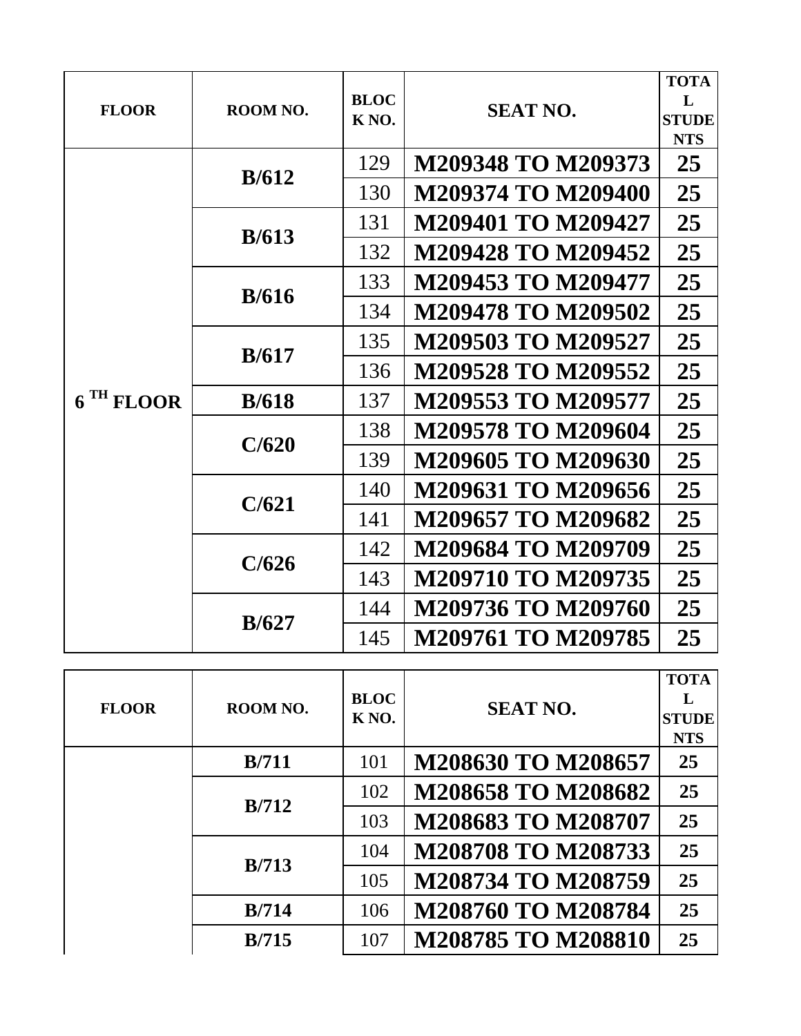| FLOOR | ROOM NO. | BLOCK NO. | SEAT NO. | TOTAL STUDENTS |
|---|---|---|---|---|
| 6 TH FLOOR | B/612 | 129 | M209348 TO M209373 | 25 |
| | | 130 | M209374 TO M209400 | 25 |
| | B/613 | 131 | M209401 TO M209427 | 25 |
| | | 132 | M209428 TO M209452 | 25 |
| | B/616 | 133 | M209453 TO M209477 | 25 |
| | | 134 | M209478 TO M209502 | 25 |
| | B/617 | 135 | M209503 TO M209527 | 25 |
| | | 136 | M209528 TO M209552 | 25 |
| | B/618 | 137 | M209553 TO M209577 | 25 |
| | C/620 | 138 | M209578 TO M209604 | 25 |
| | | 139 | M209605 TO M209630 | 25 |
| | C/621 | 140 | M209631 TO M209656 | 25 |
| | | 141 | M209657 TO M209682 | 25 |
| | C/626 | 142 | M209684 TO M209709 | 25 |
| | | 143 | M209710 TO M209735 | 25 |
| | B/627 | 144 | M209736 TO M209760 | 25 |
| | | 145 | M209761 TO M209785 | 25 |

| FLOOR | ROOM NO. | BLOCK NO. | SEAT NO. | TOTAL STUDENTS |
|---|---|---|---|---|
| | B/711 | 101 | M208630 TO M208657 | 25 |
| | B/712 | 102 | M208658 TO M208682 | 25 |
| | | 103 | M208683 TO M208707 | 25 |
| | B/713 | 104 | M208708 TO M208733 | 25 |
| | | 105 | M208734 TO M208759 | 25 |
| | B/714 | 106 | M208760 TO M208784 | 25 |
| | B/715 | 107 | M208785 TO M208810 | 25 |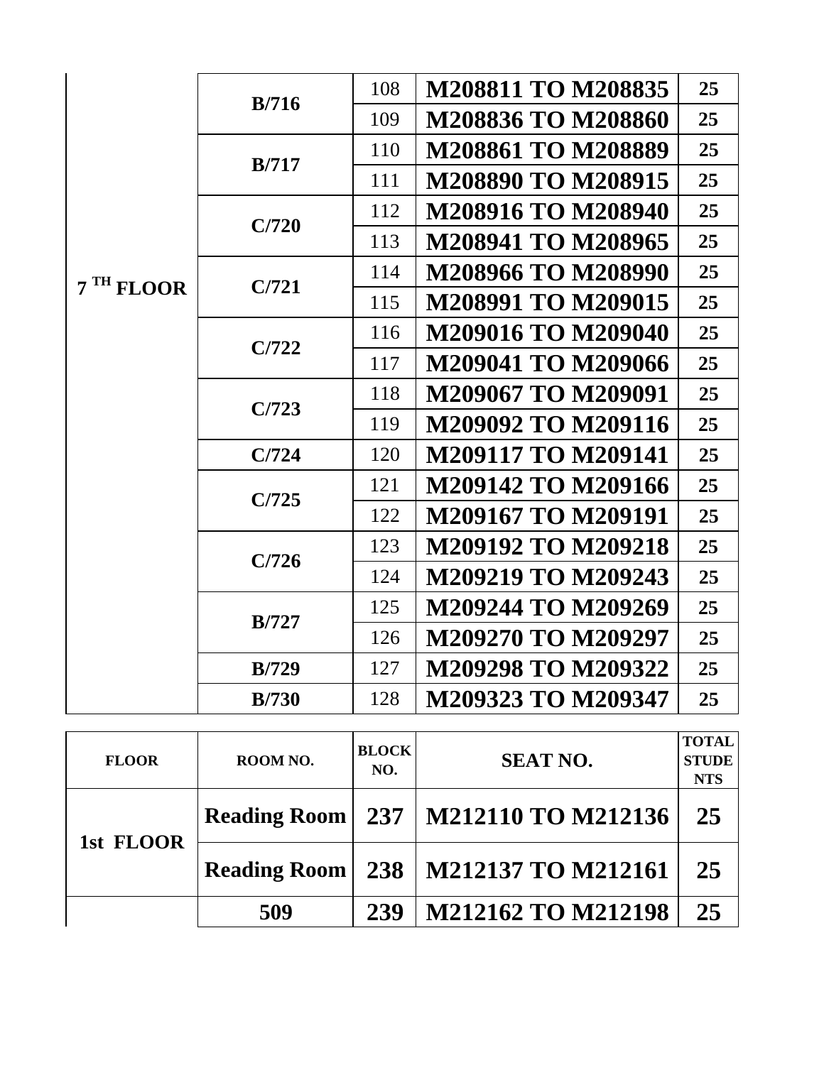| | | | | |
|---|---|---|---|---|
| 7 TH FLOOR | B/716 | 108 | **M208811 TO M208835** | 25 |
| | | 109 | **M208836 TO M208860** | 25 |
| | B/717 | 110 | **M208861 TO M208889** | 25 |
| | | 111 | **M208890 TO M208915** | 25 |
| | C/720 | 112 | **M208916 TO M208940** | 25 |
| | | 113 | **M208941 TO M208965** | 25 |
| | C/721 | 114 | **M208966 TO M208990** | 25 |
| | | 115 | **M208991 TO M209015** | 25 |
| | C/722 | 116 | **M209016 TO M209040** | 25 |
| | | 117 | **M209041 TO M209066** | 25 |
| | C/723 | 118 | **M209067 TO M209091** | 25 |
| | | 119 | **M209092 TO M209116** | 25 |
| | C/724 | 120 | **M209117 TO M209141** | 25 |
| | C/725 | 121 | **M209142 TO M209166** | 25 |
| | | 122 | **M209167 TO M209191** | 25 |
| | C/726 | 123 | **M209192 TO M209218** | 25 |
| | | 124 | **M209219 TO M209243** | 25 |
| | B/727 | 125 | **M209244 TO M209269** | 25 |
| | | 126 | **M209270 TO M209297** | 25 |
| | B/729 | 127 | **M209298 TO M209322** | 25 |
| | B/730 | 128 | **M209323 TO M209347** | 25 |

| FLOOR | ROOM NO. | BLOCK NO. | SEAT NO. | TOTAL STUDENTS |
|---|---|---|---|---|
| 1st FLOOR | Reading Room | 237 | M212110 TO M212136 | 25 |
| | Reading Room | 238 | M212137 TO M212161 | 25 |
| | 509 | 239 | M212162 TO M212198 | 25 |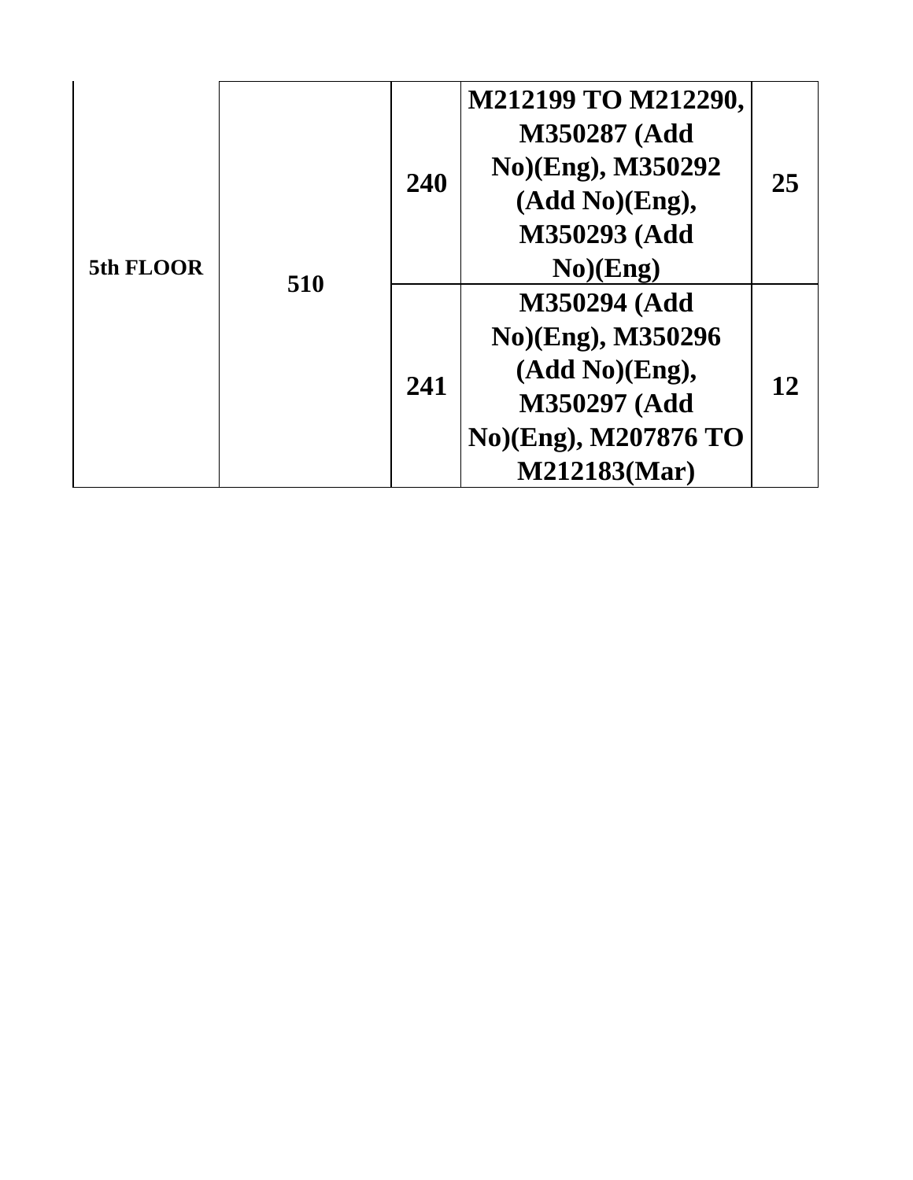| | | | | |
|---|---|---|---|---|
| 5th FLOOR | 510 | 240 | M212199 TO M212290, M350287 (Add No)(Eng), M350292 (Add No)(Eng), M350293 (Add No)(Eng) | 25 |
| | | 241 | M350294 (Add No)(Eng), M350296 (Add No)(Eng), M350297 (Add No)(Eng), M207876 TO M212183(Mar) | 12 |